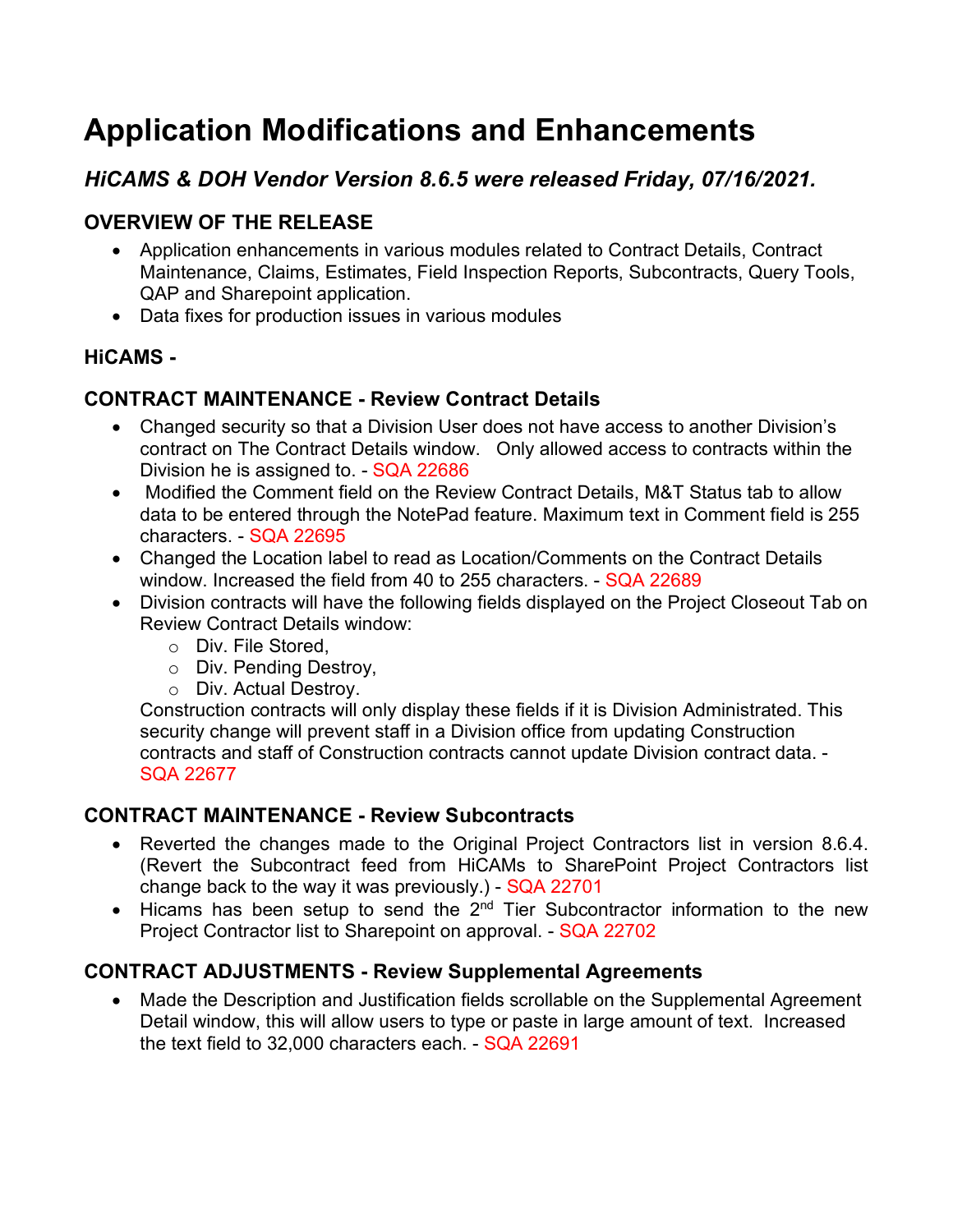# Application Modifications and Enhancements

## *HiCAMS & DOH Vendor Version 8.6.5 were released Friday, 07/16/2021.*

### OVERVIEW OF THE RELEASE

- Application enhancements in various modules related to Contract Details, Contract Maintenance, Claims, Estimates, Field Inspection Reports, Subcontracts, Query Tools, QAP and Sharepoint application.
- Data fixes for production issues in various modules

### HiCAMS -

### CONTRACT MAINTENANCE - Review Contract Details

- Changed security so that a Division User does not have access to another Division's contract on The Contract Details window. Only allowed access to contracts within the Division he is assigned to. - SQA 22686
- Modified the Comment field on the Review Contract Details, M&T Status tab to allow data to be entered through the NotePad feature. Maximum text in Comment field is 255 characters. - SQA 22695
- Changed the Location label to read as Location/Comments on the Contract Details window. Increased the field from 40 to 255 characters. - SQA 22689
- Division contracts will have the following fields displayed on the Project Closeout Tab on Review Contract Details window:
  - Div. File Stored,
  - Div. Pending Destroy,
  - Div. Actual Destroy.

  Construction contracts will only display these fields if it is Division Administrated. This security change will prevent staff in a Division office from updating Construction contracts and staff of Construction contracts cannot update Division contract data. - SQA 22677

### CONTRACT MAINTENANCE - Review Subcontracts

- Reverted the changes made to the Original Project Contractors list in version 8.6.4. (Revert the Subcontract feed from HiCAMs to SharePoint Project Contractors list change back to the way it was previously.) - SQA 22701
- Hicams has been setup to send the 2nd Tier Subcontractor information to the new Project Contractor list to Sharepoint on approval. - SQA 22702

### CONTRACT ADJUSTMENTS - Review Supplemental Agreements

- Made the Description and Justification fields scrollable on the Supplemental Agreement Detail window, this will allow users to type or paste in large amount of text. Increased the text field to 32,000 characters each. - SQA 22691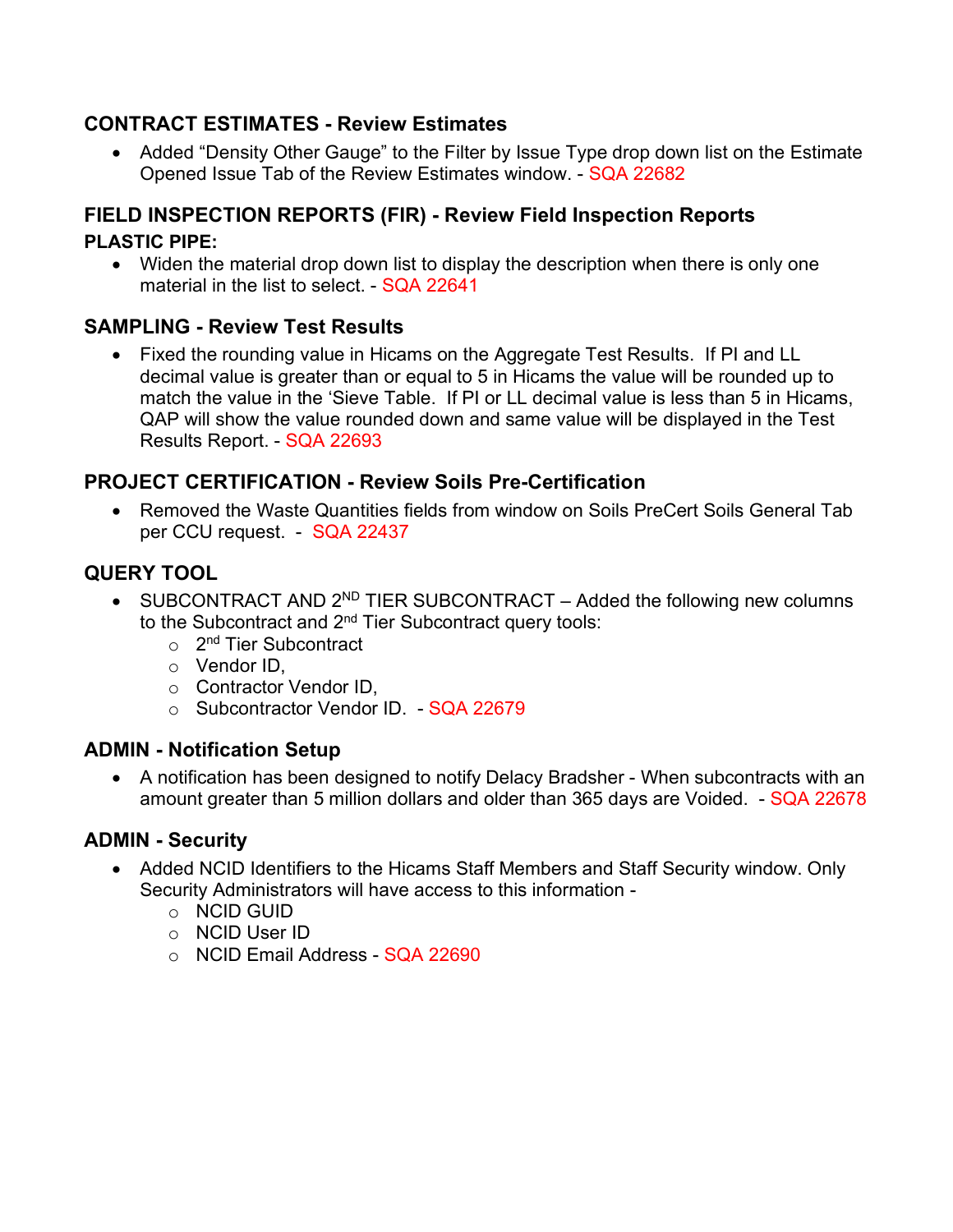### CONTRACT ESTIMATES - Review Estimates

- Added “Density Other Gauge” to the Filter by Issue Type drop down list on the Estimate Opened Issue Tab of the Review Estimates window. - SQA 22682

### FIELD INSPECTION REPORTS (FIR) - Review Field Inspection Reports

**PLASTIC PIPE:**

- Widen the material drop down list to display the description when there is only one material in the list to select. - SQA 22641

### SAMPLING - Review Test Results

- Fixed the rounding value in Hicams on the Aggregate Test Results. If PI and LL decimal value is greater than or equal to 5 in Hicams the value will be rounded up to match the value in the ‘Sieve Table. If PI or LL decimal value is less than 5 in Hicams, QAP will show the value rounded down and same value will be displayed in the Test Results Report. - SQA 22693

### PROJECT CERTIFICATION - Review Soils Pre-Certification

- Removed the Waste Quantities fields from window on Soils PreCert Soils General Tab per CCU request. - SQA 22437

### QUERY TOOL

- SUBCONTRACT AND 2ND TIER SUBCONTRACT – Added the following new columns to the Subcontract and 2nd Tier Subcontract query tools:
  - 2nd Tier Subcontract
  - Vendor ID,
  - Contractor Vendor ID,
  - Subcontractor Vendor ID. - SQA 22679

### ADMIN - Notification Setup

- A notification has been designed to notify Delacy Bradsher - When subcontracts with an amount greater than 5 million dollars and older than 365 days are Voided. - SQA 22678

### ADMIN - Security

- Added NCID Identifiers to the Hicams Staff Members and Staff Security window. Only Security Administrators will have access to this information -
  - NCID GUID
  - NCID User ID
  - NCID Email Address - SQA 22690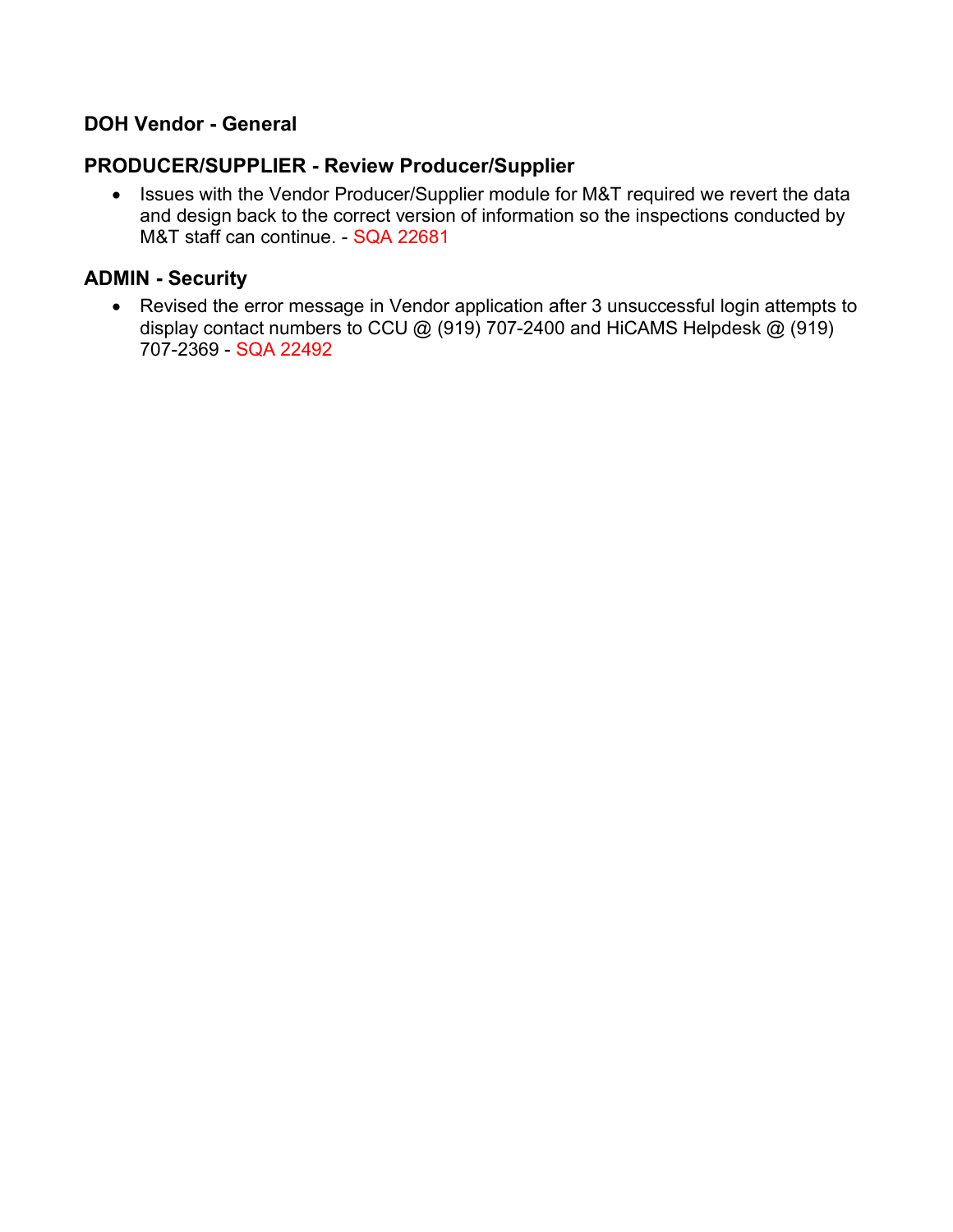### DOH Vendor - General

### PRODUCER/SUPPLIER - Review Producer/Supplier

- Issues with the Vendor Producer/Supplier module for M&T required we revert the data and design back to the correct version of information so the inspections conducted by M&T staff can continue. - SQA 22681

### ADMIN - Security

- Revised the error message in Vendor application after 3 unsuccessful login attempts to display contact numbers to CCU @ (919) 707-2400 and HiCAMS Helpdesk @ (919) 707-2369 - SQA 22492